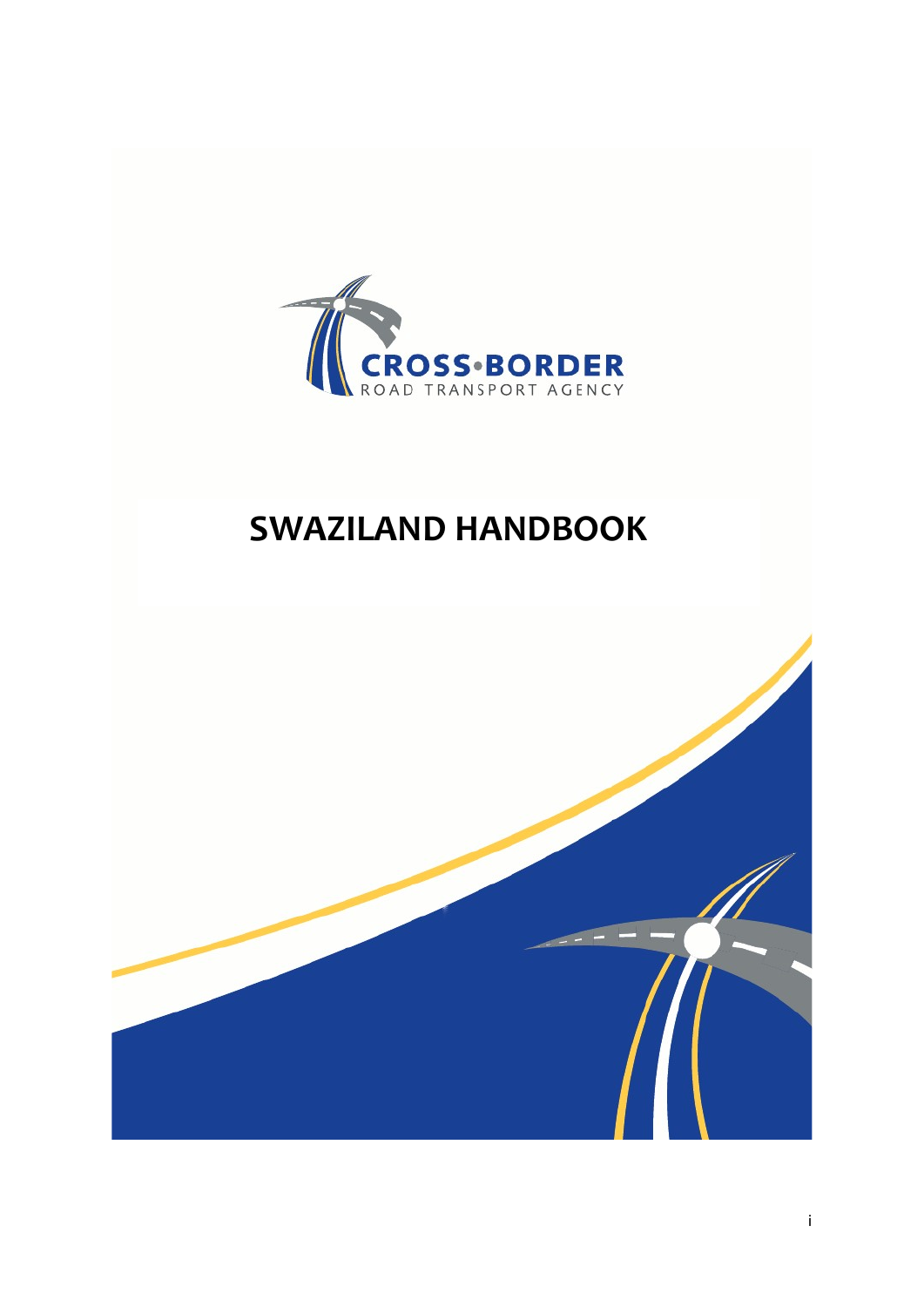CROSS•BORDER
ROAD TRANSPORT AGENCY

# SWAZILAND HANDBOOK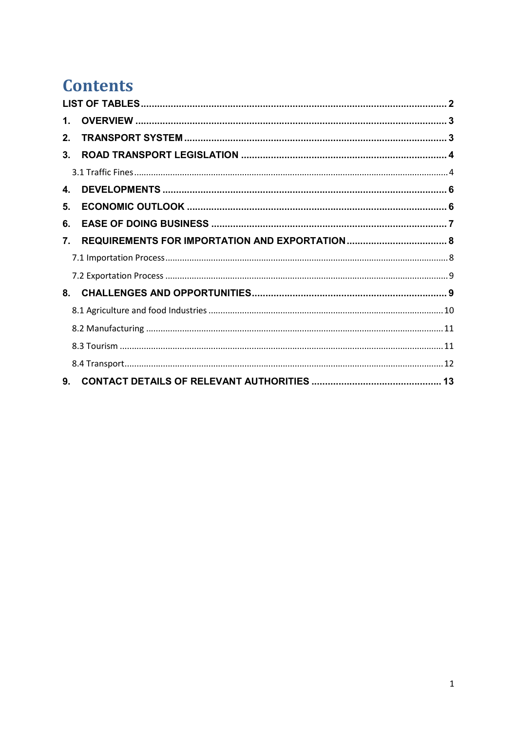# Contents

LIST OF TABLES ........................................................................................................ 2

1. OVERVIEW ........................................................................................................ 3

2. TRANSPORT SYSTEM ........................................................................................................ 3

3. ROAD TRANSPORT LEGISLATION ........................................................................................................ 4

   3.1 Traffic Fines ........................................................................................................ 4

4. DEVELOPMENTS ........................................................................................................ 6

5. ECONOMIC OUTLOOK ........................................................................................................ 6

6. EASE OF DOING BUSINESS ........................................................................................................ 7

7. REQUIREMENTS FOR IMPORTATION AND EXPORTATION ........................................................................................................ 8

   7.1 Importation Process ........................................................................................................ 8

   7.2 Exportation Process ........................................................................................................ 9

8. CHALLENGES AND OPPORTUNITIES ........................................................................................................ 9

   8.1 Agriculture and food Industries ........................................................................................................ 10

   8.2 Manufacturing ........................................................................................................ 11

   8.3 Tourism ........................................................................................................ 11

   8.4 Transport ........................................................................................................ 12

9. CONTACT DETAILS OF RELEVANT AUTHORITIES ........................................................................................................ 13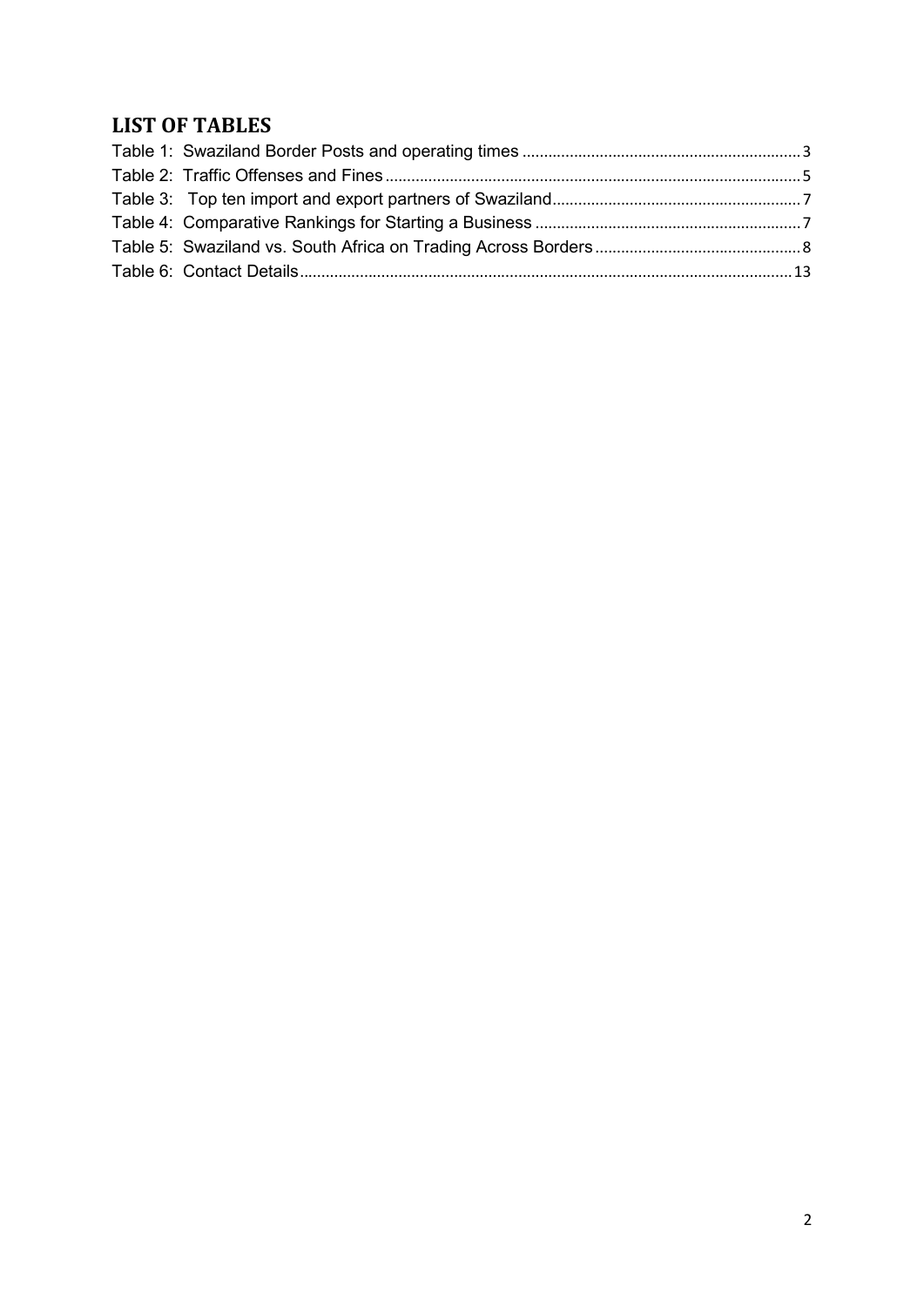## LIST OF TABLES

Table 1: Swaziland Border Posts and operating times ............................................................ 3
Table 2: Traffic Offenses and Fines ........................................................................................ 5
Table 3: Top ten import and export partners of Swaziland ..................................................... 7
Table 4: Comparative Rankings for Starting a Business ......................................................... 7
Table 5: Swaziland vs. South Africa on Trading Across Borders ............................................ 8
Table 6: Contact Details ........................................................................................................ 13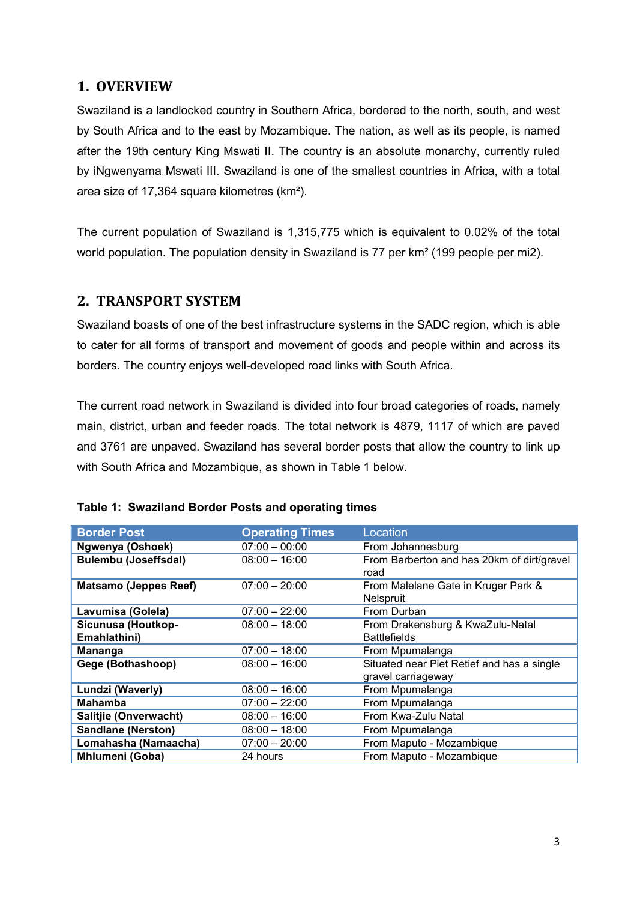## 1. OVERVIEW

Swaziland is a landlocked country in Southern Africa, bordered to the north, south, and west by South Africa and to the east by Mozambique. The nation, as well as its people, is named after the 19th century King Mswati II. The country is an absolute monarchy, currently ruled by iNgwenyama Mswati III. Swaziland is one of the smallest countries in Africa, with a total area size of 17,364 square kilometres (km²).

The current population of Swaziland is 1,315,775 which is equivalent to 0.02% of the total world population. The population density in Swaziland is 77 per km² (199 people per mi2).

## 2. TRANSPORT SYSTEM

Swaziland boasts of one of the best infrastructure systems in the SADC region, which is able to cater for all forms of transport and movement of goods and people within and across its borders. The country enjoys well-developed road links with South Africa.

The current road network in Swaziland is divided into four broad categories of roads, namely main, district, urban and feeder roads. The total network is 4879, 1117 of which are paved and 3761 are unpaved. Swaziland has several border posts that allow the country to link up with South Africa and Mozambique, as shown in Table 1 below.

**Table 1: Swaziland Border Posts and operating times**

| Border Post | Operating Times | Location |
|---|---|---|
| **Ngwenya (Oshoek)** | 07:00 – 00:00 | From Johannesburg |
| **Bulembu (Joseffsdal)** | 08:00 – 16:00 | From Barberton and has 20km of dirt/gravel road |
| **Matsamo (Jeppes Reef)** | 07:00 – 20:00 | From Malelane Gate in Kruger Park & Nelspruit |
| **Lavumisa (Golela)** | 07:00 – 22:00 | From Durban |
| **Sicunusa (Houtkop-Emahlathini)** | 08:00 – 18:00 | From Drakensburg & KwaZulu-Natal Battlefields |
| **Mananga** | 07:00 – 18:00 | From Mpumalanga |
| **Gege (Bothashoop)** | 08:00 – 16:00 | Situated near Piet Retief and has a single gravel carriageway |
| **Lundzi (Waverly)** | 08:00 – 16:00 | From Mpumalanga |
| **Mahamba** | 07:00 – 22:00 | From Mpumalanga |
| **Salitjie (Onverwacht)** | 08:00 – 16:00 | From Kwa-Zulu Natal |
| **Sandlane (Nerston)** | 08:00 – 18:00 | From Mpumalanga |
| **Lomahasha (Namaacha)** | 07:00 – 20:00 | From Maputo - Mozambique |
| **Mhlumeni (Goba)** | 24 hours | From Maputo - Mozambique |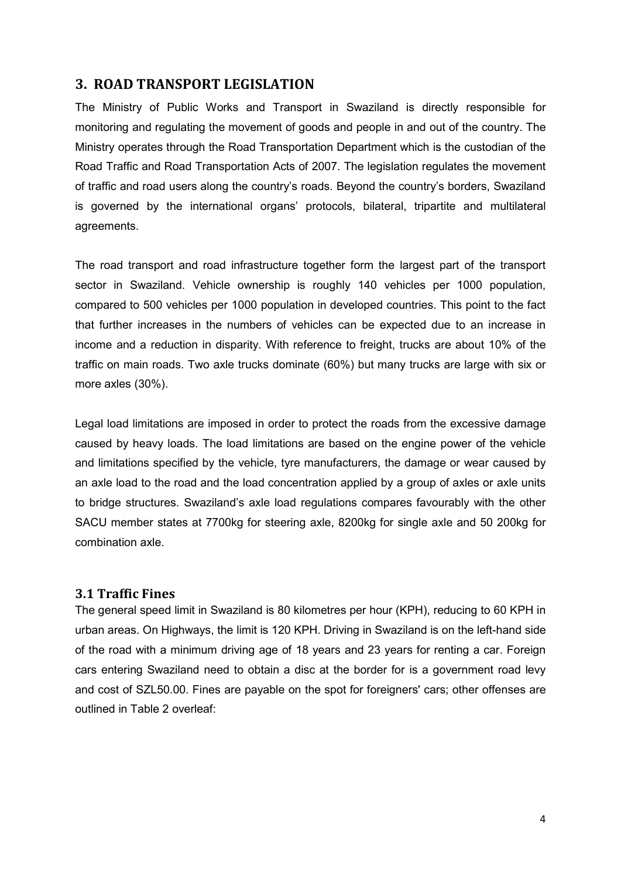## 3. ROAD TRANSPORT LEGISLATION

The Ministry of Public Works and Transport in Swaziland is directly responsible for monitoring and regulating the movement of goods and people in and out of the country. The Ministry operates through the Road Transportation Department which is the custodian of the Road Traffic and Road Transportation Acts of 2007. The legislation regulates the movement of traffic and road users along the country's roads. Beyond the country's borders, Swaziland is governed by the international organs' protocols, bilateral, tripartite and multilateral agreements.

The road transport and road infrastructure together form the largest part of the transport sector in Swaziland. Vehicle ownership is roughly 140 vehicles per 1000 population, compared to 500 vehicles per 1000 population in developed countries. This point to the fact that further increases in the numbers of vehicles can be expected due to an increase in income and a reduction in disparity. With reference to freight, trucks are about 10% of the traffic on main roads. Two axle trucks dominate (60%) but many trucks are large with six or more axles (30%).

Legal load limitations are imposed in order to protect the roads from the excessive damage caused by heavy loads. The load limitations are based on the engine power of the vehicle and limitations specified by the vehicle, tyre manufacturers, the damage or wear caused by an axle load to the road and the load concentration applied by a group of axles or axle units to bridge structures. Swaziland's axle load regulations compares favourably with the other SACU member states at 7700kg for steering axle, 8200kg for single axle and 50 200kg for combination axle.

### 3.1 Traffic Fines

The general speed limit in Swaziland is 80 kilometres per hour (KPH), reducing to 60 KPH in urban areas. On Highways, the limit is 120 KPH. Driving in Swaziland is on the left-hand side of the road with a minimum driving age of 18 years and 23 years for renting a car. Foreign cars entering Swaziland need to obtain a disc at the border for is a government road levy and cost of SZL50.00. Fines are payable on the spot for foreigners' cars; other offenses are outlined in Table 2 overleaf: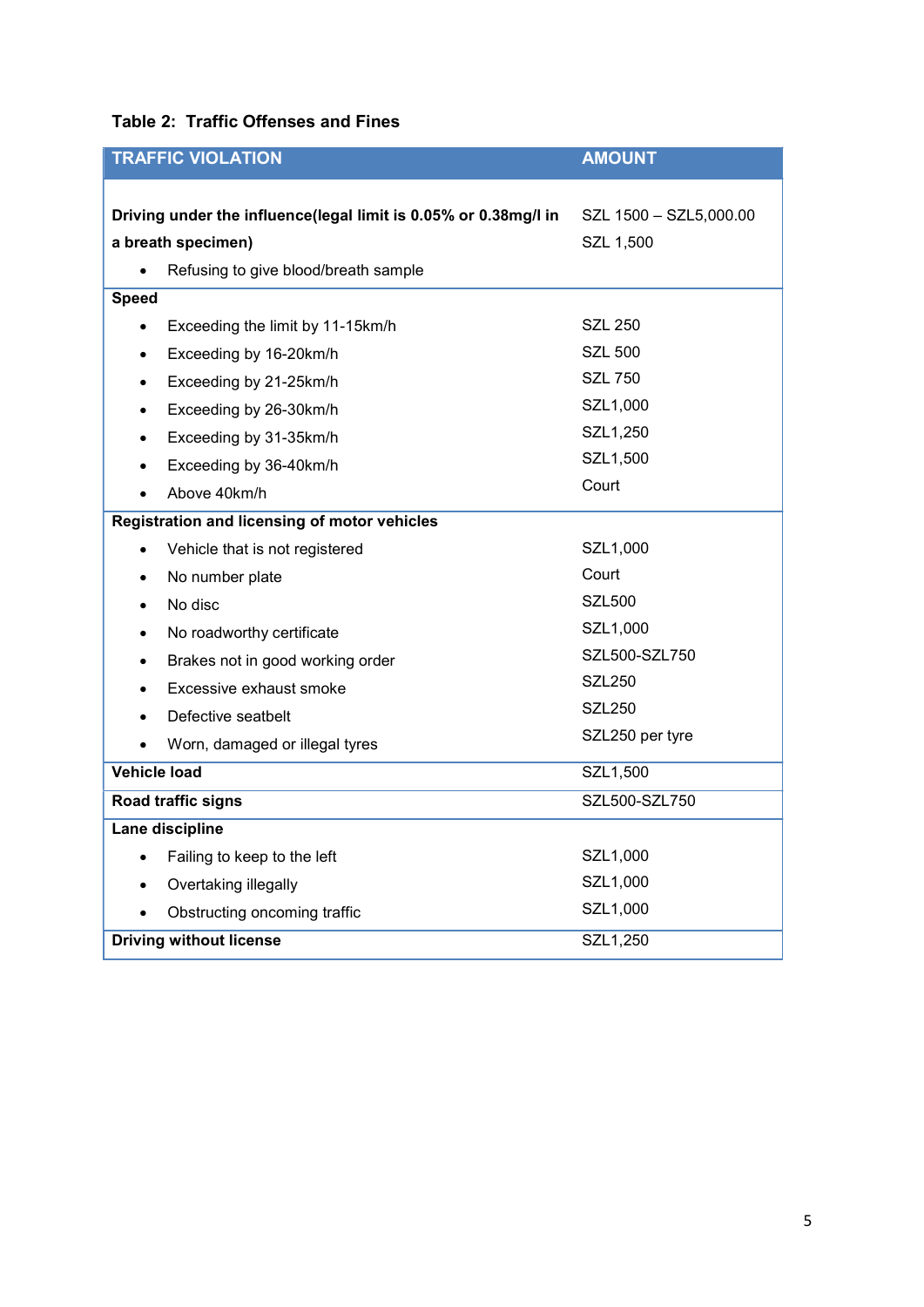**Table 2: Traffic Offenses and Fines**

| TRAFFIC VIOLATION | AMOUNT |
|---|---|
| **Driving under the influence(legal limit is 0.05% or 0.38mg/l in a breath specimen)** | SZL 1500 – SZL5,000.00 |
| • Refusing to give blood/breath sample | SZL 1,500 |
| **Speed** | |
| • Exceeding the limit by 11-15km/h | SZL 250 |
| • Exceeding by 16-20km/h | SZL 500 |
| • Exceeding by 21-25km/h | SZL 750 |
| • Exceeding by 26-30km/h | SZL1,000 |
| • Exceeding by 31-35km/h | SZL1,250 |
| • Exceeding by 36-40km/h | SZL1,500 |
| • Above 40km/h | Court |
| **Registration and licensing of motor vehicles** | |
| • Vehicle that is not registered | SZL1,000 |
| • No number plate | Court |
| • No disc | SZL500 |
| • No roadworthy certificate | SZL1,000 |
| • Brakes not in good working order | SZL500-SZL750 |
| • Excessive exhaust smoke | SZL250 |
| • Defective seatbelt | SZL250 |
| • Worn, damaged or illegal tyres | SZL250 per tyre |
| **Vehicle load** | SZL1,500 |
| **Road traffic signs** | SZL500-SZL750 |
| **Lane discipline** | |
| • Failing to keep to the left | SZL1,000 |
| • Overtaking illegally | SZL1,000 |
| • Obstructing oncoming traffic | SZL1,000 |
| **Driving without license** | SZL1,250 |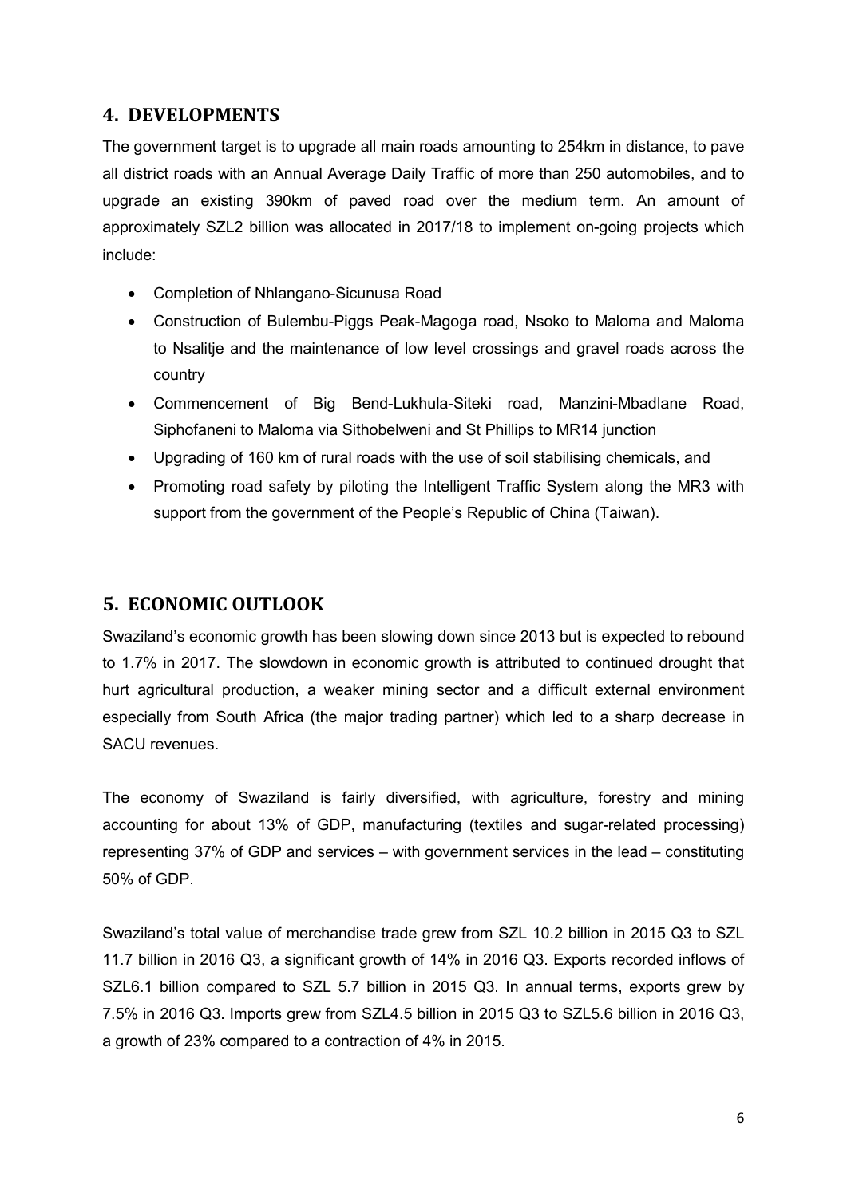## 4. DEVELOPMENTS

The government target is to upgrade all main roads amounting to 254km in distance, to pave all district roads with an Annual Average Daily Traffic of more than 250 automobiles, and to upgrade an existing 390km of paved road over the medium term. An amount of approximately SZL2 billion was allocated in 2017/18 to implement on-going projects which include:

- Completion of Nhlangano-Sicunusa Road
- Construction of Bulembu-Piggs Peak-Magoga road, Nsoko to Maloma and Maloma to Nsalitje and the maintenance of low level crossings and gravel roads across the country
- Commencement of Big Bend-Lukhula-Siteki road, Manzini-Mbadlane Road, Siphofaneni to Maloma via Sithobelweni and St Phillips to MR14 junction
- Upgrading of 160 km of rural roads with the use of soil stabilising chemicals, and
- Promoting road safety by piloting the Intelligent Traffic System along the MR3 with support from the government of the People's Republic of China (Taiwan).

## 5. ECONOMIC OUTLOOK

Swaziland's economic growth has been slowing down since 2013 but is expected to rebound to 1.7% in 2017. The slowdown in economic growth is attributed to continued drought that hurt agricultural production, a weaker mining sector and a difficult external environment especially from South Africa (the major trading partner) which led to a sharp decrease in SACU revenues.

The economy of Swaziland is fairly diversified, with agriculture, forestry and mining accounting for about 13% of GDP, manufacturing (textiles and sugar-related processing) representing 37% of GDP and services – with government services in the lead – constituting 50% of GDP.

Swaziland's total value of merchandise trade grew from SZL 10.2 billion in 2015 Q3 to SZL 11.7 billion in 2016 Q3, a significant growth of 14% in 2016 Q3. Exports recorded inflows of SZL6.1 billion compared to SZL 5.7 billion in 2015 Q3. In annual terms, exports grew by 7.5% in 2016 Q3. Imports grew from SZL4.5 billion in 2015 Q3 to SZL5.6 billion in 2016 Q3, a growth of 23% compared to a contraction of 4% in 2015.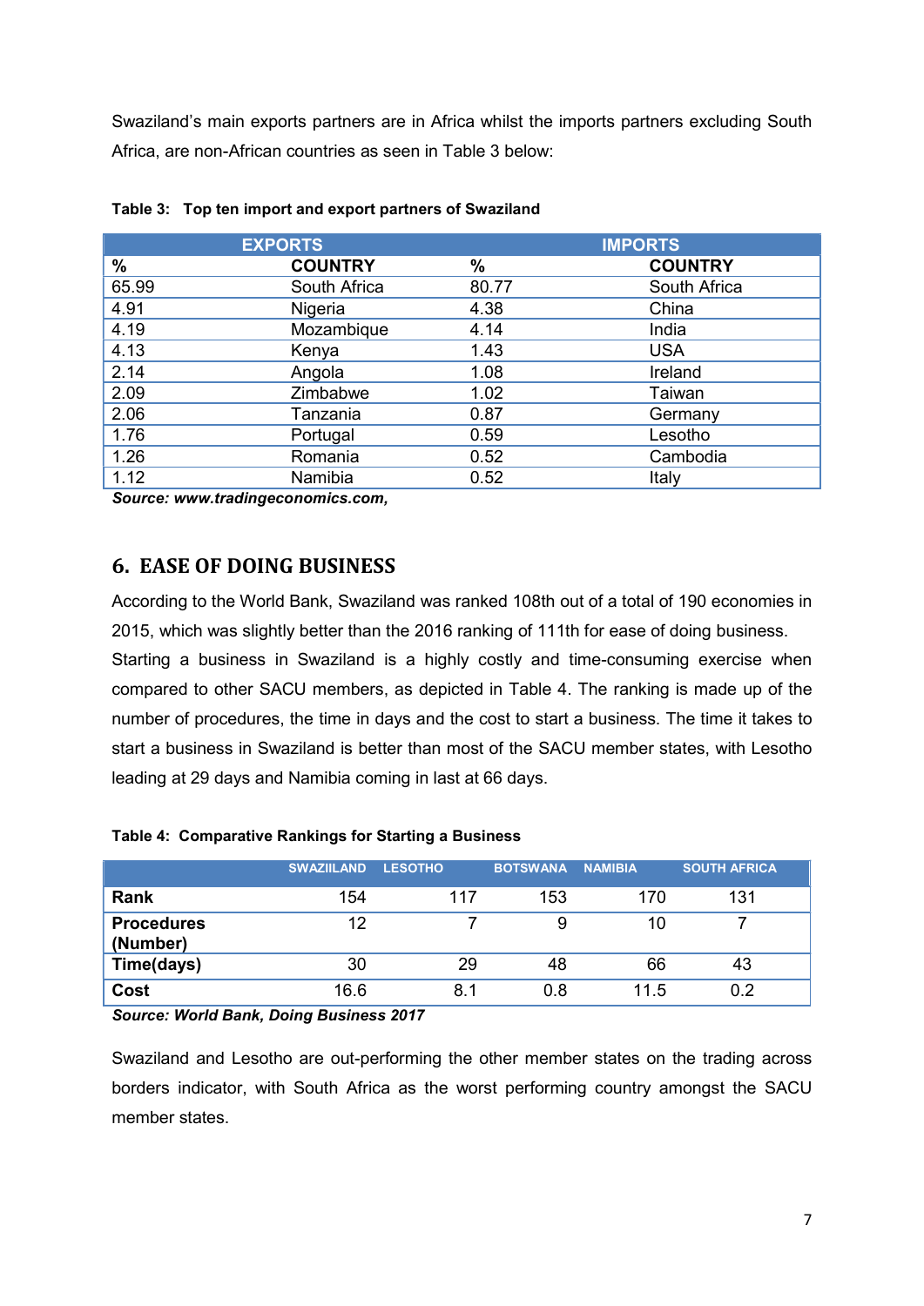Swaziland's main exports partners are in Africa whilst the imports partners excluding South Africa, are non-African countries as seen in Table 3 below:

**Table 3: Top ten import and export partners of Swaziland**

| EXPORTS | | IMPORTS | |
|---|---|---|---|
| **%** | **COUNTRY** | **%** | **COUNTRY** |
| 65.99 | South Africa | 80.77 | South Africa |
| 4.91 | Nigeria | 4.38 | China |
| 4.19 | Mozambique | 4.14 | India |
| 4.13 | Kenya | 1.43 | USA |
| 2.14 | Angola | 1.08 | Ireland |
| 2.09 | Zimbabwe | 1.02 | Taiwan |
| 2.06 | Tanzania | 0.87 | Germany |
| 1.76 | Portugal | 0.59 | Lesotho |
| 1.26 | Romania | 0.52 | Cambodia |
| 1.12 | Namibia | 0.52 | Italy |

***Source: www.tradingeconomics.com,***

## 6. EASE OF DOING BUSINESS

According to the World Bank, Swaziland was ranked 108th out of a total of 190 economies in 2015, which was slightly better than the 2016 ranking of 111th for ease of doing business. Starting a business in Swaziland is a highly costly and time-consuming exercise when compared to other SACU members, as depicted in Table 4. The ranking is made up of the number of procedures, the time in days and the cost to start a business. The time it takes to start a business in Swaziland is better than most of the SACU member states, with Lesotho leading at 29 days and Namibia coming in last at 66 days.

**Table 4: Comparative Rankings for Starting a Business**

| | SWAZIILAND | LESOTHO | BOTSWANA | NAMIBIA | SOUTH AFRICA |
|---|---|---|---|---|---|
| **Rank** | 154 | 117 | 153 | 170 | 131 |
| **Procedures (Number)** | 12 | 7 | 9 | 10 | 7 |
| **Time(days)** | 30 | 29 | 48 | 66 | 43 |
| **Cost** | 16.6 | 8.1 | 0.8 | 11.5 | 0.2 |

***Source: World Bank, Doing Business 2017***

Swaziland and Lesotho are out-performing the other member states on the trading across borders indicator, with South Africa as the worst performing country amongst the SACU member states.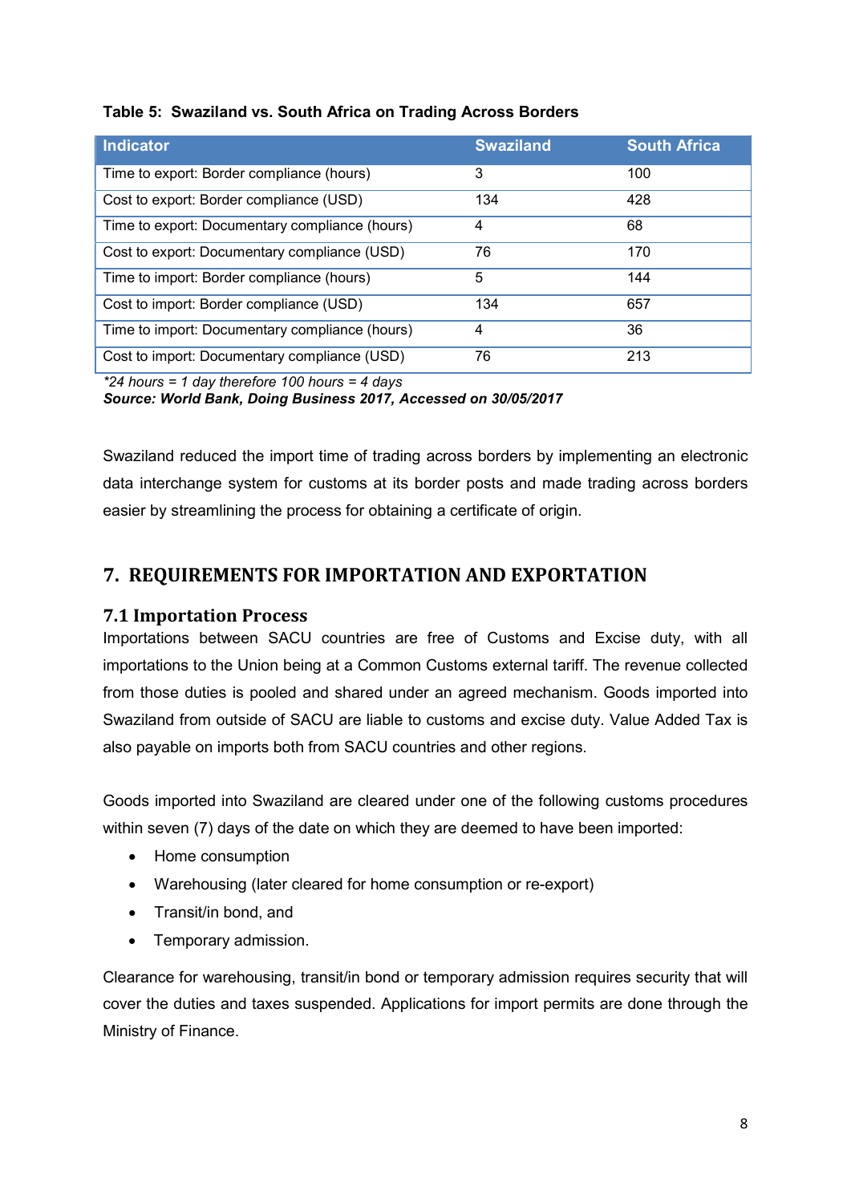**Table 5: Swaziland vs. South Africa on Trading Across Borders**

| Indicator | Swaziland | South Africa |
|---|---|---|
| Time to export: Border compliance (hours) | 3 | 100 |
| Cost to export: Border compliance (USD) | 134 | 428 |
| Time to export: Documentary compliance (hours) | 4 | 68 |
| Cost to export: Documentary compliance (USD) | 76 | 170 |
| Time to import: Border compliance (hours) | 5 | 144 |
| Cost to import: Border compliance (USD) | 134 | 657 |
| Time to import: Documentary compliance (hours) | 4 | 36 |
| Cost to import: Documentary compliance (USD) | 76 | 213 |

*\*24 hours = 1 day therefore 100 hours = 4 days*
***Source: World Bank, Doing Business 2017, Accessed on 30/05/2017***

Swaziland reduced the import time of trading across borders by implementing an electronic data interchange system for customs at its border posts and made trading across borders easier by streamlining the process for obtaining a certificate of origin.

## 7. REQUIREMENTS FOR IMPORTATION AND EXPORTATION

### 7.1 Importation Process

Importations between SACU countries are free of Customs and Excise duty, with all importations to the Union being at a Common Customs external tariff. The revenue collected from those duties is pooled and shared under an agreed mechanism. Goods imported into Swaziland from outside of SACU are liable to customs and excise duty. Value Added Tax is also payable on imports both from SACU countries and other regions.

Goods imported into Swaziland are cleared under one of the following customs procedures within seven (7) days of the date on which they are deemed to have been imported:

- Home consumption
- Warehousing (later cleared for home consumption or re-export)
- Transit/in bond, and
- Temporary admission.

Clearance for warehousing, transit/in bond or temporary admission requires security that will cover the duties and taxes suspended. Applications for import permits are done through the Ministry of Finance.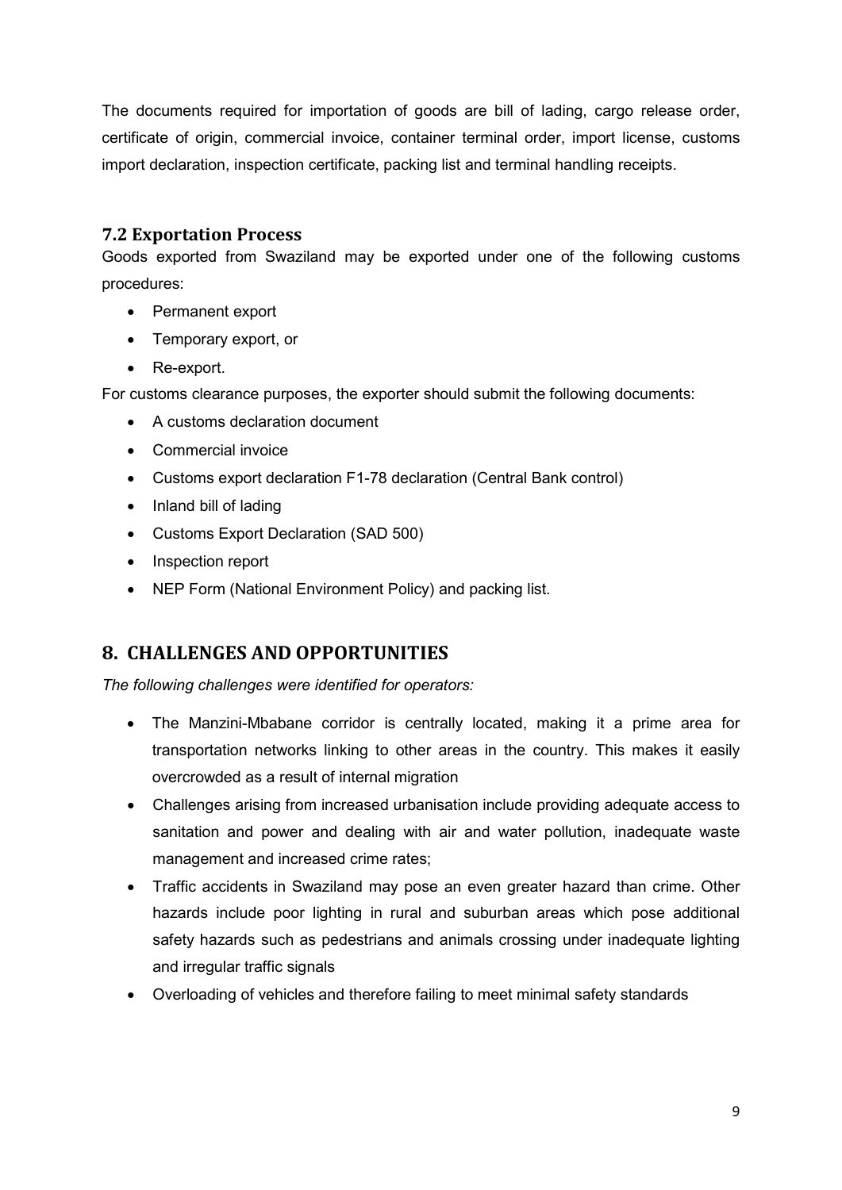The documents required for importation of goods are bill of lading, cargo release order, certificate of origin, commercial invoice, container terminal order, import license, customs import declaration, inspection certificate, packing list and terminal handling receipts.

### 7.2 Exportation Process

Goods exported from Swaziland may be exported under one of the following customs procedures:

- Permanent export
- Temporary export, or
- Re-export.

For customs clearance purposes, the exporter should submit the following documents:

- A customs declaration document
- Commercial invoice
- Customs export declaration F1-78 declaration (Central Bank control)
- Inland bill of lading
- Customs Export Declaration (SAD 500)
- Inspection report
- NEP Form (National Environment Policy) and packing list.

## 8. CHALLENGES AND OPPORTUNITIES

*The following challenges were identified for operators:*

- The Manzini-Mbabane corridor is centrally located, making it a prime area for transportation networks linking to other areas in the country. This makes it easily overcrowded as a result of internal migration
- Challenges arising from increased urbanisation include providing adequate access to sanitation and power and dealing with air and water pollution, inadequate waste management and increased crime rates;
- Traffic accidents in Swaziland may pose an even greater hazard than crime. Other hazards include poor lighting in rural and suburban areas which pose additional safety hazards such as pedestrians and animals crossing under inadequate lighting and irregular traffic signals
- Overloading of vehicles and therefore failing to meet minimal safety standards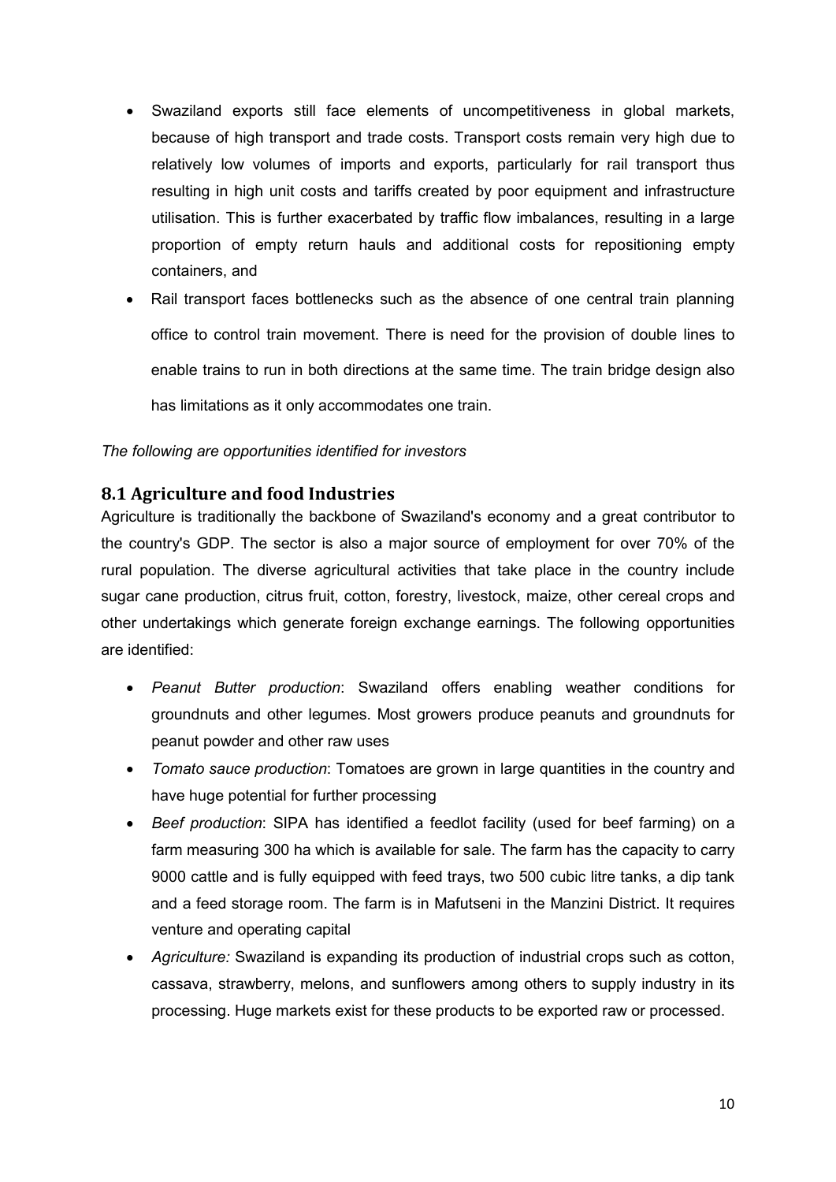- Swaziland exports still face elements of uncompetitiveness in global markets, because of high transport and trade costs. Transport costs remain very high due to relatively low volumes of imports and exports, particularly for rail transport thus resulting in high unit costs and tariffs created by poor equipment and infrastructure utilisation. This is further exacerbated by traffic flow imbalances, resulting in a large proportion of empty return hauls and additional costs for repositioning empty containers, and
- Rail transport faces bottlenecks such as the absence of one central train planning office to control train movement. There is need for the provision of double lines to enable trains to run in both directions at the same time. The train bridge design also has limitations as it only accommodates one train.

*The following are opportunities identified for investors*

## 8.1 Agriculture and food Industries

Agriculture is traditionally the backbone of Swaziland's economy and a great contributor to the country's GDP. The sector is also a major source of employment for over 70% of the rural population. The diverse agricultural activities that take place in the country include sugar cane production, citrus fruit, cotton, forestry, livestock, maize, other cereal crops and other undertakings which generate foreign exchange earnings. The following opportunities are identified:

- *Peanut Butter production*: Swaziland offers enabling weather conditions for groundnuts and other legumes. Most growers produce peanuts and groundnuts for peanut powder and other raw uses
- *Tomato sauce production*: Tomatoes are grown in large quantities in the country and have huge potential for further processing
- *Beef production*: SIPA has identified a feedlot facility (used for beef farming) on a farm measuring 300 ha which is available for sale. The farm has the capacity to carry 9000 cattle and is fully equipped with feed trays, two 500 cubic litre tanks, a dip tank and a feed storage room. The farm is in Mafutseni in the Manzini District. It requires venture and operating capital
- *Agriculture:* Swaziland is expanding its production of industrial crops such as cotton, cassava, strawberry, melons, and sunflowers among others to supply industry in its processing. Huge markets exist for these products to be exported raw or processed.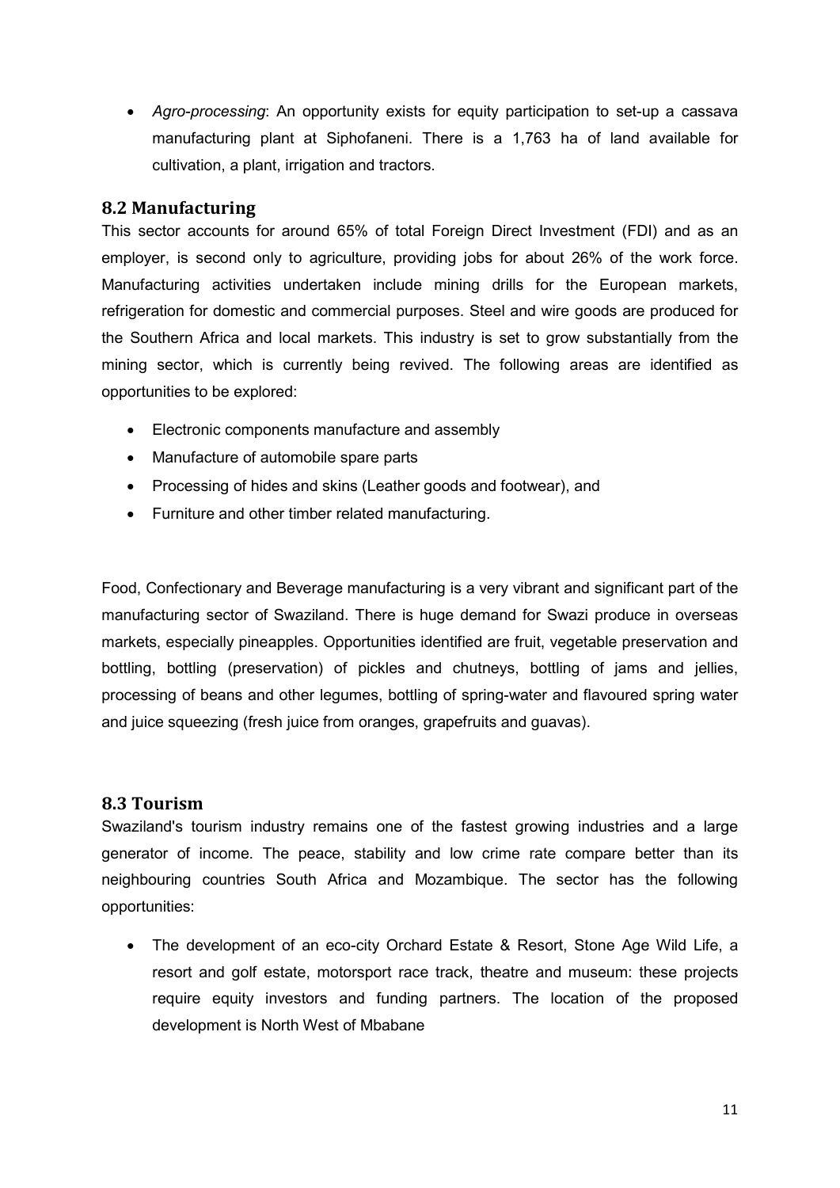- *Agro-processing*: An opportunity exists for equity participation to set-up a cassava manufacturing plant at Siphofaneni. There is a 1,763 ha of land available for cultivation, a plant, irrigation and tractors.

## 8.2 Manufacturing

This sector accounts for around 65% of total Foreign Direct Investment (FDI) and as an employer, is second only to agriculture, providing jobs for about 26% of the work force. Manufacturing activities undertaken include mining drills for the European markets, refrigeration for domestic and commercial purposes. Steel and wire goods are produced for the Southern Africa and local markets. This industry is set to grow substantially from the mining sector, which is currently being revived. The following areas are identified as opportunities to be explored:

- Electronic components manufacture and assembly
- Manufacture of automobile spare parts
- Processing of hides and skins (Leather goods and footwear), and
- Furniture and other timber related manufacturing.

Food, Confectionary and Beverage manufacturing is a very vibrant and significant part of the manufacturing sector of Swaziland. There is huge demand for Swazi produce in overseas markets, especially pineapples. Opportunities identified are fruit, vegetable preservation and bottling, bottling (preservation) of pickles and chutneys, bottling of jams and jellies, processing of beans and other legumes, bottling of spring-water and flavoured spring water and juice squeezing (fresh juice from oranges, grapefruits and guavas).

## 8.3 Tourism

Swaziland's tourism industry remains one of the fastest growing industries and a large generator of income. The peace, stability and low crime rate compare better than its neighbouring countries South Africa and Mozambique. The sector has the following opportunities:

- The development of an eco-city Orchard Estate & Resort, Stone Age Wild Life, a resort and golf estate, motorsport race track, theatre and museum: these projects require equity investors and funding partners. The location of the proposed development is North West of Mbabane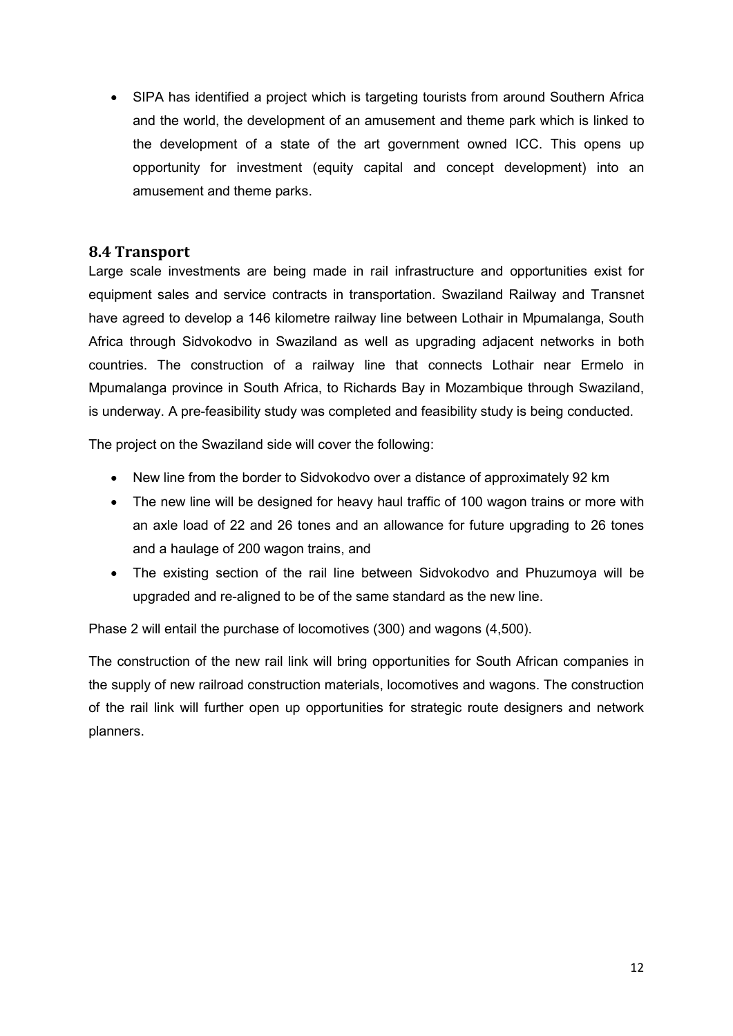- SIPA has identified a project which is targeting tourists from around Southern Africa and the world, the development of an amusement and theme park which is linked to the development of a state of the art government owned ICC. This opens up opportunity for investment (equity capital and concept development) into an amusement and theme parks.

## 8.4 Transport

Large scale investments are being made in rail infrastructure and opportunities exist for equipment sales and service contracts in transportation. Swaziland Railway and Transnet have agreed to develop a 146 kilometre railway line between Lothair in Mpumalanga, South Africa through Sidvokodvo in Swaziland as well as upgrading adjacent networks in both countries. The construction of a railway line that connects Lothair near Ermelo in Mpumalanga province in South Africa, to Richards Bay in Mozambique through Swaziland, is underway. A pre-feasibility study was completed and feasibility study is being conducted.

The project on the Swaziland side will cover the following:

- New line from the border to Sidvokodvo over a distance of approximately 92 km
- The new line will be designed for heavy haul traffic of 100 wagon trains or more with an axle load of 22 and 26 tones and an allowance for future upgrading to 26 tones and a haulage of 200 wagon trains, and
- The existing section of the rail line between Sidvokodvo and Phuzumoya will be upgraded and re-aligned to be of the same standard as the new line.

Phase 2 will entail the purchase of locomotives (300) and wagons (4,500).

The construction of the new rail link will bring opportunities for South African companies in the supply of new railroad construction materials, locomotives and wagons. The construction of the rail link will further open up opportunities for strategic route designers and network planners.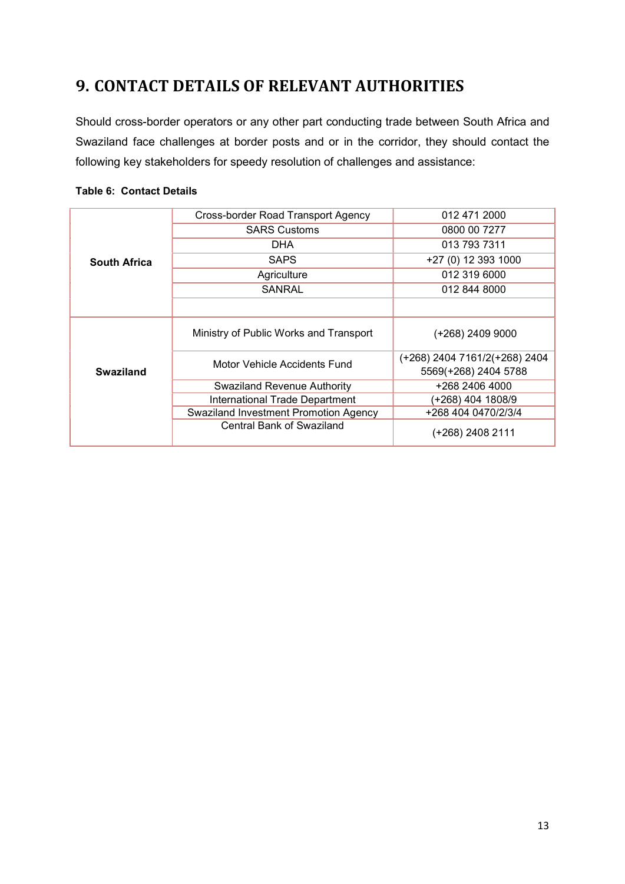# 9. CONTACT DETAILS OF RELEVANT AUTHORITIES

Should cross-border operators or any other part conducting trade between South Africa and Swaziland face challenges at border posts and or in the corridor, they should contact the following key stakeholders for speedy resolution of challenges and assistance:

**Table 6: Contact Details**

| | | |
|---|---|---|
| **South Africa** | Cross-border Road Transport Agency | 012 471 2000 |
| | SARS Customs | 0800 00 7277 |
| | DHA | 013 793 7311 |
| | SAPS | +27 (0) 12 393 1000 |
| | Agriculture | 012 319 6000 |
| | SANRAL | 012 844 8000 |
| | | |
| **Swaziland** | Ministry of Public Works and Transport | (+268) 2409 9000 |
| | Motor Vehicle Accidents Fund | (+268) 2404 7161/2(+268) 2404 5569(+268) 2404 5788 |
| | Swaziland Revenue Authority | +268 2406 4000 |
| | International Trade Department | (+268) 404 1808/9 |
| | Swaziland Investment Promotion Agency | +268 404 0470/2/3/4 |
| | Central Bank of Swaziland | (+268) 2408 2111 |